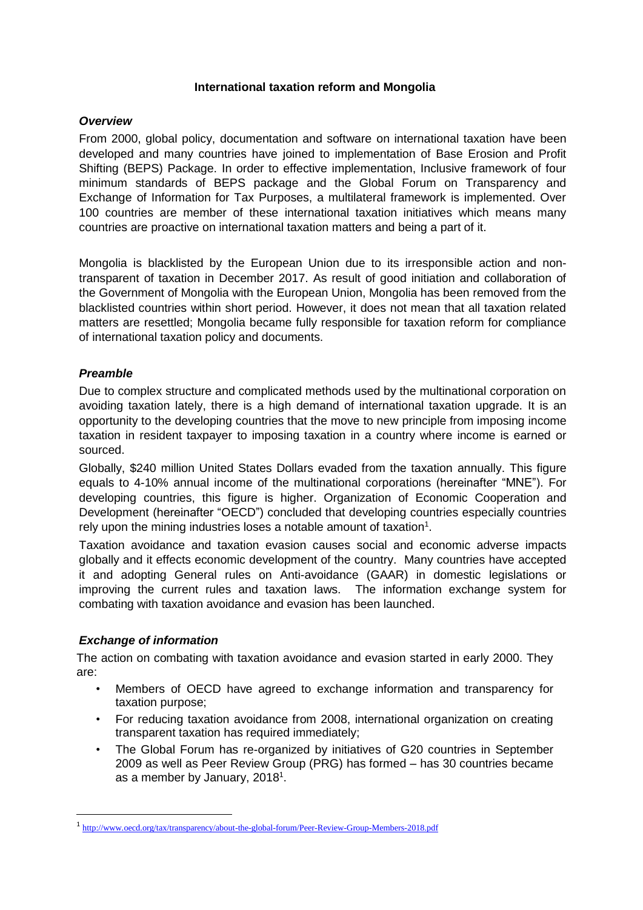**International taxation reform and Mongolia**

***Overview***

From 2000, global policy, documentation and software on international taxation have been developed and many countries have joined to implementation of Base Erosion and Profit Shifting (BEPS) Package. In order to effective implementation, Inclusive framework of four minimum standards of BEPS package and the Global Forum on Transparency and Exchange of Information for Tax Purposes, a multilateral framework is implemented. Over 100 countries are member of these international taxation initiatives which means many countries are proactive on international taxation matters and being a part of it.

Mongolia is blacklisted by the European Union due to its irresponsible action and non-transparent of taxation in December 2017. As result of good initiation and collaboration of the Government of Mongolia with the European Union, Mongolia has been removed from the blacklisted countries within short period. However, it does not mean that all taxation related matters are resettled; Mongolia became fully responsible for taxation reform for compliance of international taxation policy and documents.

***Preamble***

Due to complex structure and complicated methods used by the multinational corporation on avoiding taxation lately, there is a high demand of international taxation upgrade. It is an opportunity to the developing countries that the move to new principle from imposing income taxation in resident taxpayer to imposing taxation in a country where income is earned or sourced.

Globally, $240 million United States Dollars evaded from the taxation annually. This figure equals to 4-10% annual income of the multinational corporations (hereinafter "MNE"). For developing countries, this figure is higher. Organization of Economic Cooperation and Development (hereinafter "OECD") concluded that developing countries especially countries rely upon the mining industries loses a notable amount of taxation[1].

Taxation avoidance and taxation evasion causes social and economic adverse impacts globally and it effects economic development of the country. Many countries have accepted it and adopting General rules on Anti-avoidance (GAAR) in domestic legislations or improving the current rules and taxation laws. The information exchange system for combating with taxation avoidance and evasion has been launched.

***Exchange of information***

The action on combating with taxation avoidance and evasion started in early 2000. They are:

- Members of OECD have agreed to exchange information and transparency for taxation purpose;
- For reducing taxation avoidance from 2008, international organization on creating transparent taxation has required immediately;
- The Global Forum has re-organized by initiatives of G20 countries in September 2009 as well as Peer Review Group (PRG) has formed – has 30 countries became as a member by January, 2018[1].

[1] http://www.oecd.org/tax/transparency/about-the-global-forum/Peer-Review-Group-Members-2018.pdf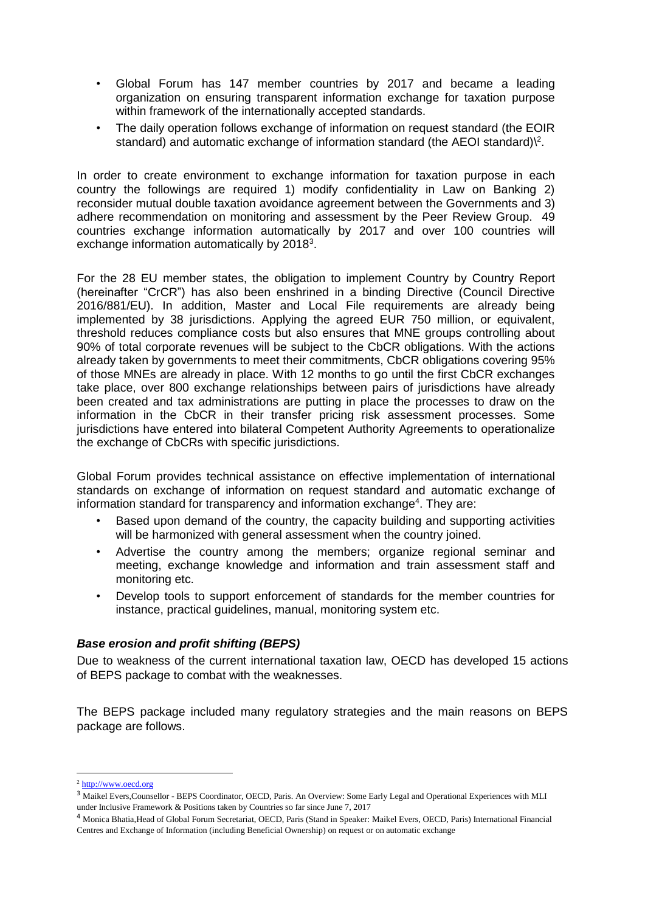- Global Forum has 147 member countries by 2017 and became a leading organization on ensuring transparent information exchange for taxation purpose within framework of the internationally accepted standards.
- The daily operation follows exchange of information on request standard (the EOIR standard) and automatic exchange of information standard (the AEOI standard)\[2].

In order to create environment to exchange information for taxation purpose in each country the followings are required 1) modify confidentiality in Law on Banking 2) reconsider mutual double taxation avoidance agreement between the Governments and 3) adhere recommendation on monitoring and assessment by the Peer Review Group. 49 countries exchange information automatically by 2017 and over 100 countries will exchange information automatically by 2018[3].

For the 28 EU member states, the obligation to implement Country by Country Report (hereinafter "CrCR") has also been enshrined in a binding Directive (Council Directive 2016/881/EU). In addition, Master and Local File requirements are already being implemented by 38 jurisdictions. Applying the agreed EUR 750 million, or equivalent, threshold reduces compliance costs but also ensures that MNE groups controlling about 90% of total corporate revenues will be subject to the CbCR obligations. With the actions already taken by governments to meet their commitments, CbCR obligations covering 95% of those MNEs are already in place. With 12 months to go until the first CbCR exchanges take place, over 800 exchange relationships between pairs of jurisdictions have already been created and tax administrations are putting in place the processes to draw on the information in the CbCR in their transfer pricing risk assessment processes. Some jurisdictions have entered into bilateral Competent Authority Agreements to operationalize the exchange of CbCRs with specific jurisdictions.

Global Forum provides technical assistance on effective implementation of international standards on exchange of information on request standard and automatic exchange of information standard for transparency and information exchange[4]. They are:

- Based upon demand of the country, the capacity building and supporting activities will be harmonized with general assessment when the country joined.
- Advertise the country among the members; organize regional seminar and meeting, exchange knowledge and information and train assessment staff and monitoring etc.
- Develop tools to support enforcement of standards for the member countries for instance, practical guidelines, manual, monitoring system etc.

### *Base erosion and profit shifting (BEPS)*

Due to weakness of the current international taxation law, OECD has developed 15 actions of BEPS package to combat with the weaknesses.

The BEPS package included many regulatory strategies and the main reasons on BEPS package are follows.

---

[2] http://www.oecd.org

[3] Maikel Evers,Counsellor - BEPS Coordinator, OECD, Paris. An Overview: Some Early Legal and Operational Experiences with MLI under Inclusive Framework & Positions taken by Countries so far since June 7, 2017

[4] Monica Bhatia,Head of Global Forum Secretariat, OECD, Paris (Stand in Speaker: Maikel Evers, OECD, Paris) International Financial Centres and Exchange of Information (including Beneficial Ownership) on request or on automatic exchange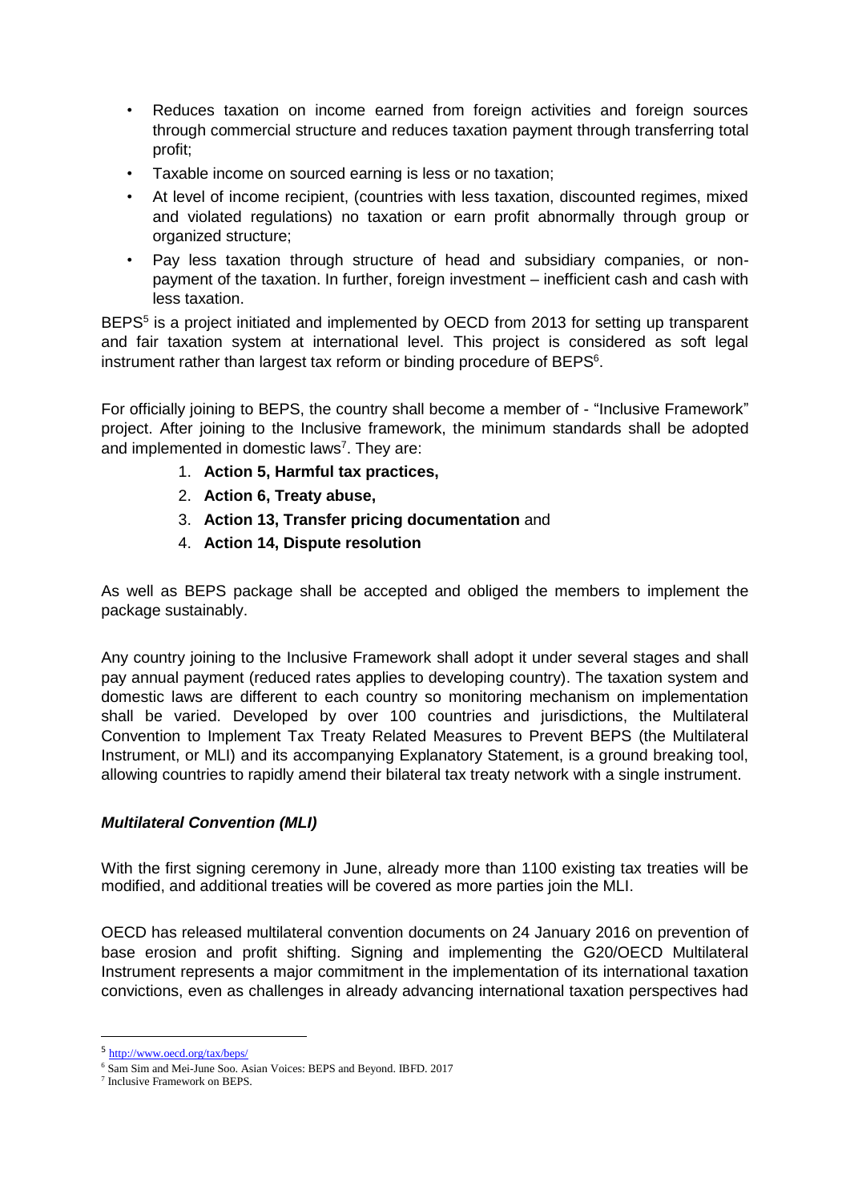- Reduces taxation on income earned from foreign activities and foreign sources through commercial structure and reduces taxation payment through transferring total profit;
- Taxable income on sourced earning is less or no taxation;
- At level of income recipient, (countries with less taxation, discounted regimes, mixed and violated regulations) no taxation or earn profit abnormally through group or organized structure;
- Pay less taxation through structure of head and subsidiary companies, or non-payment of the taxation. In further, foreign investment – inefficient cash and cash with less taxation.

BEPS[5] is a project initiated and implemented by OECD from 2013 for setting up transparent and fair taxation system at international level. This project is considered as soft legal instrument rather than largest tax reform or binding procedure of BEPS[6].

For officially joining to BEPS, the country shall become a member of - "Inclusive Framework" project. After joining to the Inclusive framework, the minimum standards shall be adopted and implemented in domestic laws[7]. They are:

1. **Action 5, Harmful tax practices,**
2. **Action 6, Treaty abuse,**
3. **Action 13, Transfer pricing documentation** and
4. **Action 14, Dispute resolution**

As well as BEPS package shall be accepted and obliged the members to implement the package sustainably.

Any country joining to the Inclusive Framework shall adopt it under several stages and shall pay annual payment (reduced rates applies to developing country). The taxation system and domestic laws are different to each country so monitoring mechanism on implementation shall be varied. Developed by over 100 countries and jurisdictions, the Multilateral Convention to Implement Tax Treaty Related Measures to Prevent BEPS (the Multilateral Instrument, or MLI) and its accompanying Explanatory Statement, is a ground breaking tool, allowing countries to rapidly amend their bilateral tax treaty network with a single instrument.

### ***Multilateral Convention (MLI)***

With the first signing ceremony in June, already more than 1100 existing tax treaties will be modified, and additional treaties will be covered as more parties join the MLI.

OECD has released multilateral convention documents on 24 January 2016 on prevention of base erosion and profit shifting. Signing and implementing the G20/OECD Multilateral Instrument represents a major commitment in the implementation of its international taxation convictions, even as challenges in already advancing international taxation perspectives had

---

[5] http://www.oecd.org/tax/beps/

[6] Sam Sim and Mei-June Soo. Asian Voices: BEPS and Beyond. IBFD. 2017

[7] Inclusive Framework on BEPS.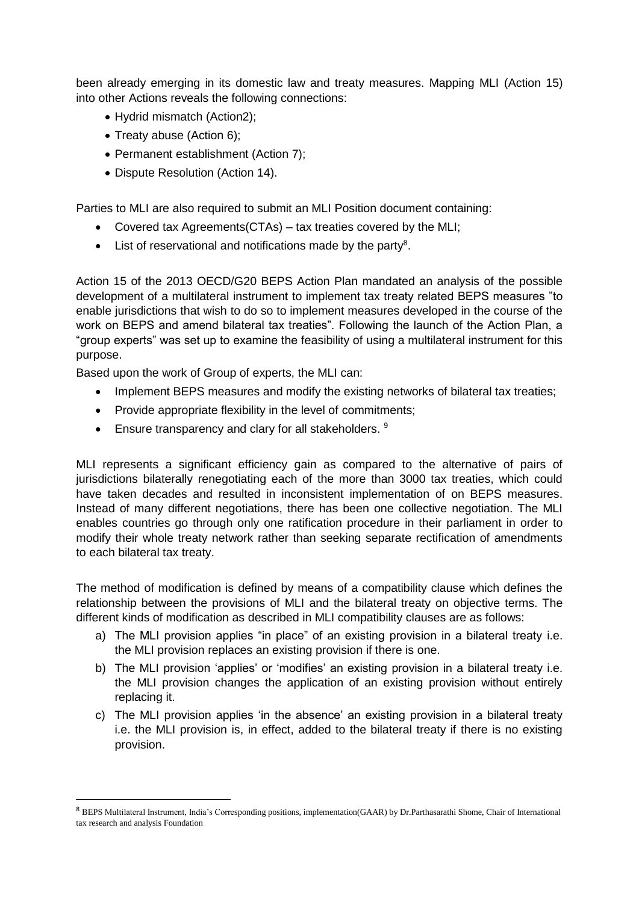been already emerging in its domestic law and treaty measures. Mapping MLI (Action 15) into other Actions reveals the following connections:

- Hydrid mismatch (Action2);
- Treaty abuse (Action 6);
- Permanent establishment (Action 7);
- Dispute Resolution (Action 14).

Parties to MLI are also required to submit an MLI Position document containing:

- Covered tax Agreements(CTAs) – tax treaties covered by the MLI;
- List of reservational and notifications made by the party[8].

Action 15 of the 2013 OECD/G20 BEPS Action Plan mandated an analysis of the possible development of a multilateral instrument to implement tax treaty related BEPS measures "to enable jurisdictions that wish to do so to implement measures developed in the course of the work on BEPS and amend bilateral tax treaties". Following the launch of the Action Plan, a "group experts" was set up to examine the feasibility of using a multilateral instrument for this purpose.

Based upon the work of Group of experts, the MLI can:

- Implement BEPS measures and modify the existing networks of bilateral tax treaties;
- Provide appropriate flexibility in the level of commitments;
- Ensure transparency and clary for all stakeholders. [9]

MLI represents a significant efficiency gain as compared to the alternative of pairs of jurisdictions bilaterally renegotiating each of the more than 3000 tax treaties, which could have taken decades and resulted in inconsistent implementation of on BEPS measures. Instead of many different negotiations, there has been one collective negotiation. The MLI enables countries go through only one ratification procedure in their parliament in order to modify their whole treaty network rather than seeking separate rectification of amendments to each bilateral tax treaty.

The method of modification is defined by means of a compatibility clause which defines the relationship between the provisions of MLI and the bilateral treaty on objective terms. The different kinds of modification as described in MLI compatibility clauses are as follows:

a) The MLI provision applies "in place" of an existing provision in a bilateral treaty i.e. the MLI provision replaces an existing provision if there is one.
b) The MLI provision 'applies' or 'modifies' an existing provision in a bilateral treaty i.e. the MLI provision changes the application of an existing provision without entirely replacing it.
c) The MLI provision applies 'in the absence' an existing provision in a bilateral treaty i.e. the MLI provision is, in effect, added to the bilateral treaty if there is no existing provision.

[8] BEPS Multilateral Instrument, India's Corresponding positions, implementation(GAAR) by Dr.Parthasarathi Shome, Chair of International tax research and analysis Foundation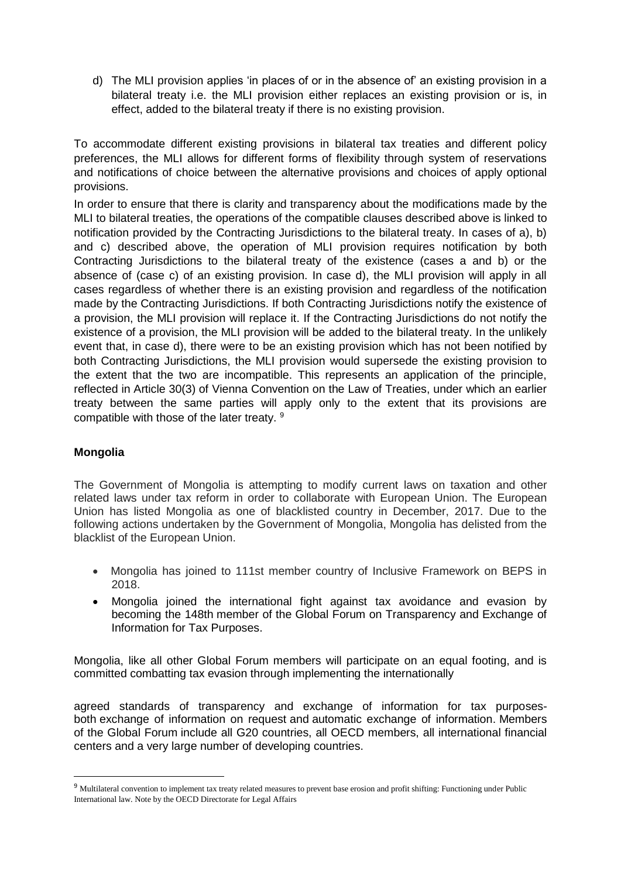d) The MLI provision applies 'in places of or in the absence of' an existing provision in a bilateral treaty i.e. the MLI provision either replaces an existing provision or is, in effect, added to the bilateral treaty if there is no existing provision.

To accommodate different existing provisions in bilateral tax treaties and different policy preferences, the MLI allows for different forms of flexibility through system of reservations and notifications of choice between the alternative provisions and choices of apply optional provisions.

In order to ensure that there is clarity and transparency about the modifications made by the MLI to bilateral treaties, the operations of the compatible clauses described above is linked to notification provided by the Contracting Jurisdictions to the bilateral treaty. In cases of a), b) and c) described above, the operation of MLI provision requires notification by both Contracting Jurisdictions to the bilateral treaty of the existence (cases a and b) or the absence of (case c) of an existing provision. In case d), the MLI provision will apply in all cases regardless of whether there is an existing provision and regardless of the notification made by the Contracting Jurisdictions. If both Contracting Jurisdictions notify the existence of a provision, the MLI provision will replace it. If the Contracting Jurisdictions do not notify the existence of a provision, the MLI provision will be added to the bilateral treaty. In the unlikely event that, in case d), there were to be an existing provision which has not been notified by both Contracting Jurisdictions, the MLI provision would supersede the existing provision to the extent that the two are incompatible. This represents an application of the principle, reflected in Article 30(3) of Vienna Convention on the Law of Treaties, under which an earlier treaty between the same parties will apply only to the extent that its provisions are compatible with those of the later treaty. [9]

**Mongolia**

The Government of Mongolia is attempting to modify current laws on taxation and other related laws under tax reform in order to collaborate with European Union. The European Union has listed Mongolia as one of blacklisted country in December, 2017. Due to the following actions undertaken by the Government of Mongolia, Mongolia has delisted from the blacklist of the European Union.

- Mongolia has joined to 111st member country of Inclusive Framework on BEPS in 2018.
- Mongolia joined the international fight against tax avoidance and evasion by becoming the 148th member of the Global Forum on Transparency and Exchange of Information for Tax Purposes.

Mongolia, like all other Global Forum members will participate on an equal footing, and is committed combatting tax evasion through implementing the internationally agreed standards of transparency and exchange of information for tax purposes- both exchange of information on request and automatic exchange of information. Members of the Global Forum include all G20 countries, all OECD members, all international financial centers and a very large number of developing countries.

[9] Multilateral convention to implement tax treaty related measures to prevent base erosion and profit shifting: Functioning under Public International law. Note by the OECD Directorate for Legal Affairs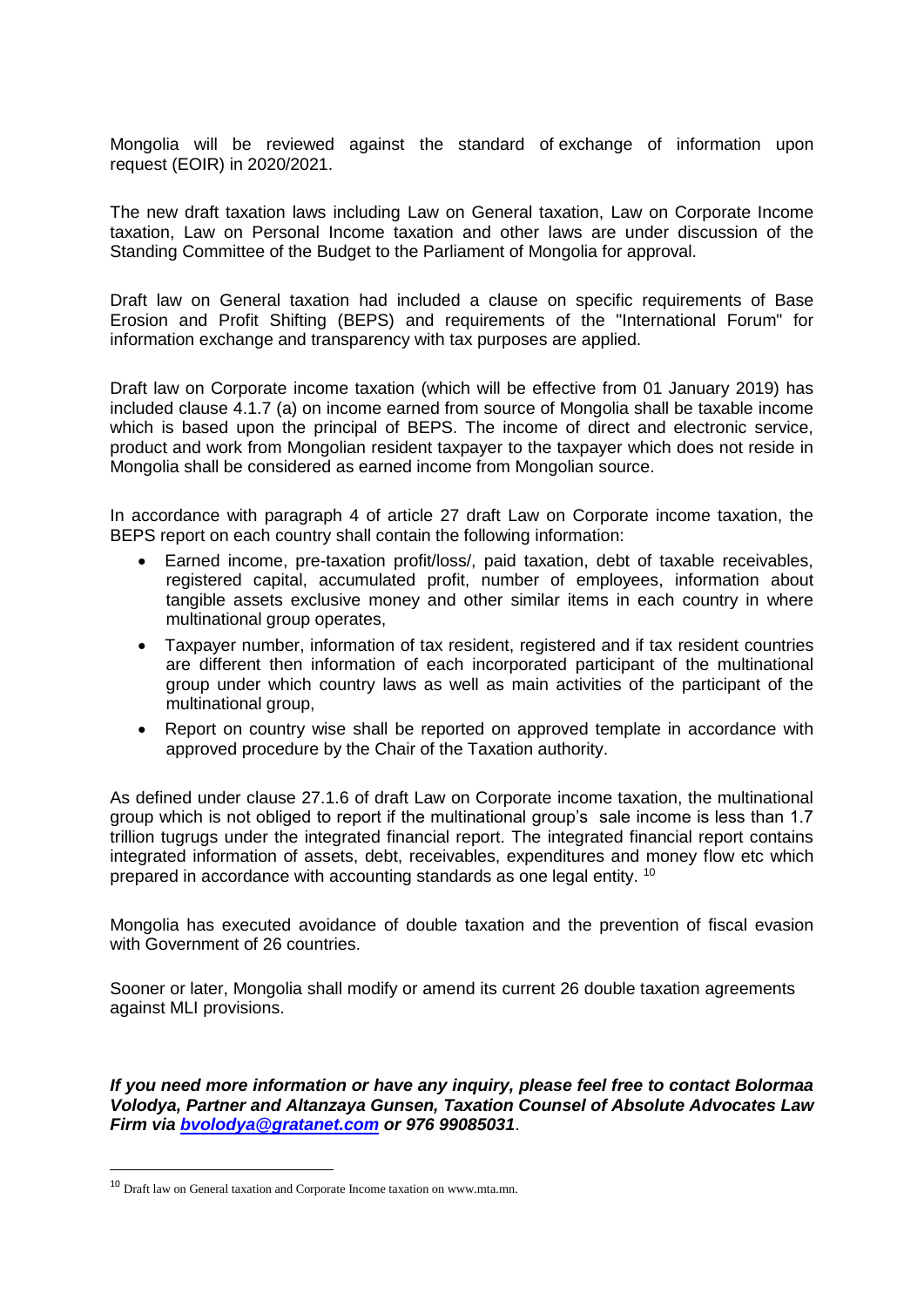Mongolia will be reviewed against the standard of exchange of information upon request (EOIR) in 2020/2021.

The new draft taxation laws including Law on General taxation, Law on Corporate Income taxation, Law on Personal Income taxation and other laws are under discussion of the Standing Committee of the Budget to the Parliament of Mongolia for approval.

Draft law on General taxation had included a clause on specific requirements of Base Erosion and Profit Shifting (BEPS) and requirements of the "International Forum" for information exchange and transparency with tax purposes are applied.

Draft law on Corporate income taxation (which will be effective from 01 January 2019) has included clause 4.1.7 (a) on income earned from source of Mongolia shall be taxable income which is based upon the principal of BEPS. The income of direct and electronic service, product and work from Mongolian resident taxpayer to the taxpayer which does not reside in Mongolia shall be considered as earned income from Mongolian source.

In accordance with paragraph 4 of article 27 draft Law on Corporate income taxation, the BEPS report on each country shall contain the following information:

- Earned income, pre-taxation profit/loss/, paid taxation, debt of taxable receivables, registered capital, accumulated profit, number of employees, information about tangible assets exclusive money and other similar items in each country in where multinational group operates,
- Taxpayer number, information of tax resident, registered and if tax resident countries are different then information of each incorporated participant of the multinational group under which country laws as well as main activities of the participant of the multinational group,
- Report on country wise shall be reported on approved template in accordance with approved procedure by the Chair of the Taxation authority.

As defined under clause 27.1.6 of draft Law on Corporate income taxation, the multinational group which is not obliged to report if the multinational group's sale income is less than 1.7 trillion tugrugs under the integrated financial report. The integrated financial report contains integrated information of assets, debt, receivables, expenditures and money flow etc which prepared in accordance with accounting standards as one legal entity. [10]

Mongolia has executed avoidance of double taxation and the prevention of fiscal evasion with Government of 26 countries.

Sooner or later, Mongolia shall modify or amend its current 26 double taxation agreements against MLI provisions.

***If you need more information or have any inquiry, please feel free to contact Bolormaa Volodya, Partner and Altanzaya Gunsen, Taxation Counsel of Absolute Advocates Law Firm via [bvolodya@gratanet.com](mailto:bvolodya@gratanet.com) or 976 99085031***.

---

[10] Draft law on General taxation and Corporate Income taxation on www.mta.mn.